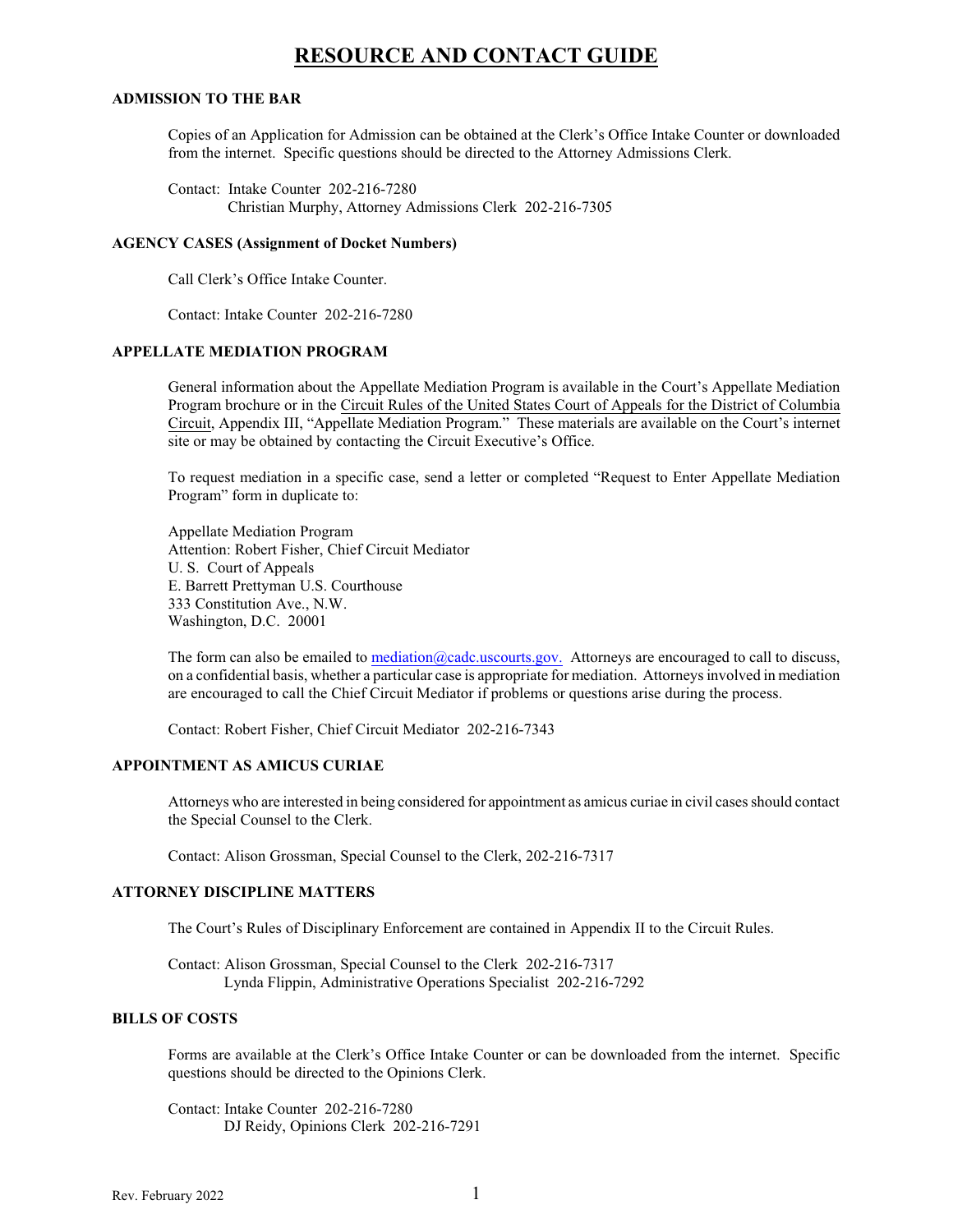# RESOURCE AND CONTACT GUIDE

### ADMISSION TO THE BAR

Copies of an Application for Admission can be obtained at the Clerk's Office Intake Counter or downloaded from the internet. Specific questions should be directed to the Attorney Admissions Clerk.

Contact: Intake Counter 202-216-7280
Christian Murphy, Attorney Admissions Clerk 202-216-7305

### AGENCY CASES (Assignment of Docket Numbers)

Call Clerk's Office Intake Counter.

Contact: Intake Counter 202-216-7280

### APPELLATE MEDIATION PROGRAM

General information about the Appellate Mediation Program is available in the Court's Appellate Mediation Program brochure or in the Circuit Rules of the United States Court of Appeals for the District of Columbia Circuit, Appendix III, "Appellate Mediation Program." These materials are available on the Court's internet site or may be obtained by contacting the Circuit Executive's Office.

To request mediation in a specific case, send a letter or completed "Request to Enter Appellate Mediation Program" form in duplicate to:

Appellate Mediation Program
Attention: Robert Fisher, Chief Circuit Mediator
U. S. Court of Appeals
E. Barrett Prettyman U.S. Courthouse
333 Constitution Ave., N.W.
Washington, D.C. 20001

The form can also be emailed to mediation@cadc.uscourts.gov. Attorneys are encouraged to call to discuss, on a confidential basis, whether a particular case is appropriate for mediation. Attorneys involved in mediation are encouraged to call the Chief Circuit Mediator if problems or questions arise during the process.

Contact: Robert Fisher, Chief Circuit Mediator 202-216-7343

### APPOINTMENT AS AMICUS CURIAE

Attorneys who are interested in being considered for appointment as amicus curiae in civil cases should contact the Special Counsel to the Clerk.

Contact: Alison Grossman, Special Counsel to the Clerk, 202-216-7317

### ATTORNEY DISCIPLINE MATTERS

The Court's Rules of Disciplinary Enforcement are contained in Appendix II to the Circuit Rules.

Contact: Alison Grossman, Special Counsel to the Clerk 202-216-7317
Lynda Flippin, Administrative Operations Specialist 202-216-7292

### BILLS OF COSTS

Forms are available at the Clerk's Office Intake Counter or can be downloaded from the internet. Specific questions should be directed to the Opinions Clerk.

Contact: Intake Counter 202-216-7280
DJ Reidy, Opinions Clerk 202-216-7291

Rev. February 2022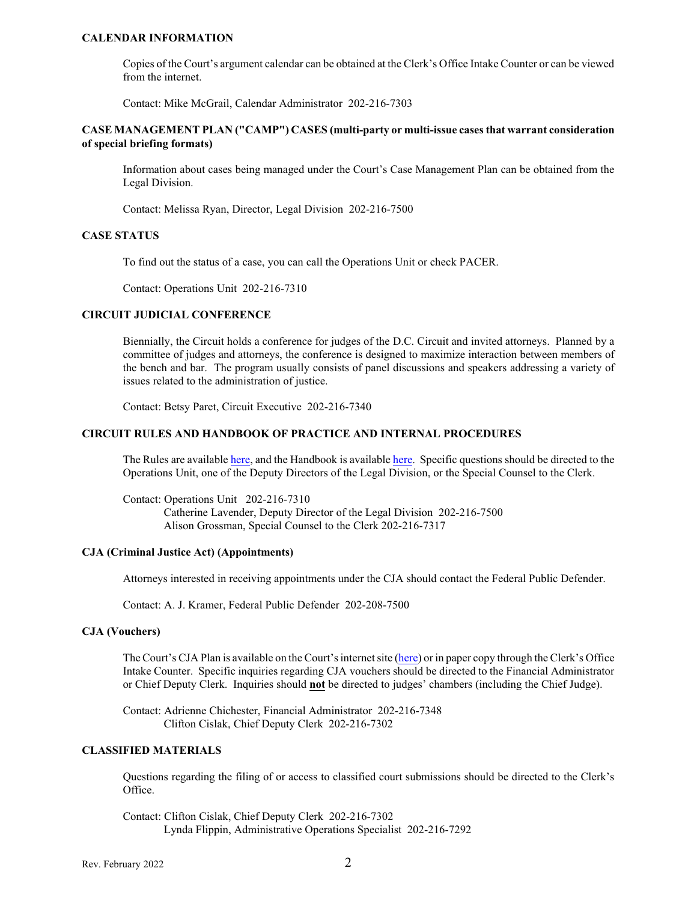**CALENDAR INFORMATION**

Copies of the Court's argument calendar can be obtained at the Clerk's Office Intake Counter or can be viewed from the internet.

Contact: Mike McGrail, Calendar Administrator 202-216-7303

**CASE MANAGEMENT PLAN ("CAMP") CASES (multi-party or multi-issue cases that warrant consideration of special briefing formats)**

Information about cases being managed under the Court's Case Management Plan can be obtained from the Legal Division.

Contact: Melissa Ryan, Director, Legal Division 202-216-7500

**CASE STATUS**

To find out the status of a case, you can call the Operations Unit or check PACER.

Contact: Operations Unit 202-216-7310

**CIRCUIT JUDICIAL CONFERENCE**

Biennially, the Circuit holds a conference for judges of the D.C. Circuit and invited attorneys. Planned by a committee of judges and attorneys, the conference is designed to maximize interaction between members of the bench and bar. The program usually consists of panel discussions and speakers addressing a variety of issues related to the administration of justice.

Contact: Betsy Paret, Circuit Executive 202-216-7340

**CIRCUIT RULES AND HANDBOOK OF PRACTICE AND INTERNAL PROCEDURES**

The Rules are available here, and the Handbook is available here. Specific questions should be directed to the Operations Unit, one of the Deputy Directors of the Legal Division, or the Special Counsel to the Clerk.

Contact: Operations Unit 202-216-7310
Catherine Lavender, Deputy Director of the Legal Division 202-216-7500
Alison Grossman, Special Counsel to the Clerk 202-216-7317

**CJA (Criminal Justice Act) (Appointments)**

Attorneys interested in receiving appointments under the CJA should contact the Federal Public Defender.

Contact: A. J. Kramer, Federal Public Defender 202-208-7500

**CJA (Vouchers)**

The Court's CJA Plan is available on the Court's internet site (here) or in paper copy through the Clerk's Office Intake Counter. Specific inquiries regarding CJA vouchers should be directed to the Financial Administrator or Chief Deputy Clerk. Inquiries should **not** be directed to judges' chambers (including the Chief Judge).

Contact: Adrienne Chichester, Financial Administrator 202-216-7348
Clifton Cislak, Chief Deputy Clerk 202-216-7302

**CLASSIFIED MATERIALS**

Questions regarding the filing of or access to classified court submissions should be directed to the Clerk's Office.

Contact: Clifton Cislak, Chief Deputy Clerk 202-216-7302
Lynda Flippin, Administrative Operations Specialist 202-216-7292

Rev. February 2022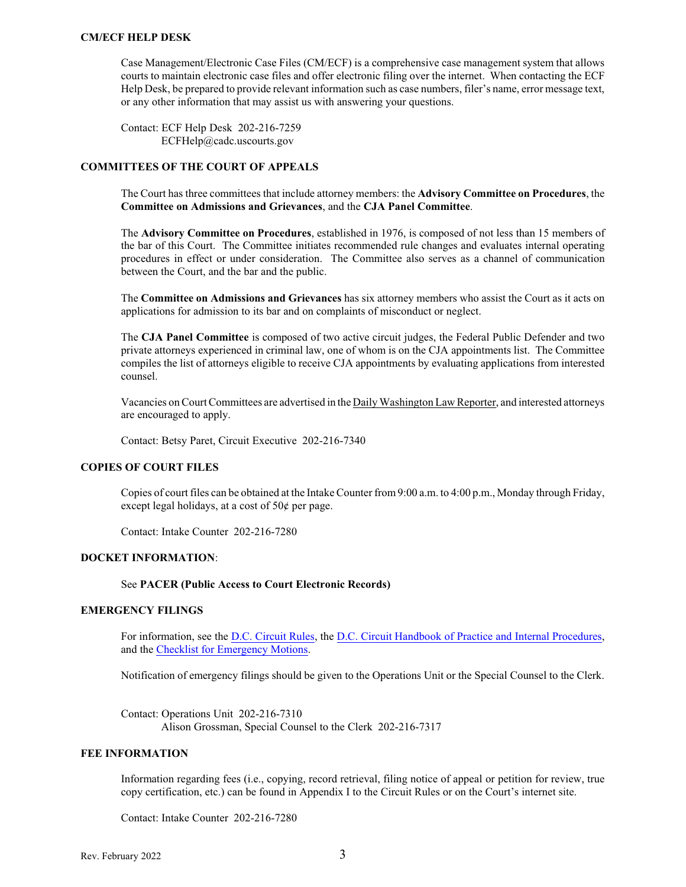## CM/ECF HELP DESK

Case Management/Electronic Case Files (CM/ECF) is a comprehensive case management system that allows courts to maintain electronic case files and offer electronic filing over the internet. When contacting the ECF Help Desk, be prepared to provide relevant information such as case numbers, filer's name, error message text, or any other information that may assist us with answering your questions.

Contact: ECF Help Desk 202-216-7259
ECFHelp@cadc.uscourts.gov

## COMMITTEES OF THE COURT OF APPEALS

The Court has three committees that include attorney members: the **Advisory Committee on Procedures**, the **Committee on Admissions and Grievances**, and the **CJA Panel Committee**.

The **Advisory Committee on Procedures**, established in 1976, is composed of not less than 15 members of the bar of this Court. The Committee initiates recommended rule changes and evaluates internal operating procedures in effect or under consideration. The Committee also serves as a channel of communication between the Court, and the bar and the public.

The **Committee on Admissions and Grievances** has six attorney members who assist the Court as it acts on applications for admission to its bar and on complaints of misconduct or neglect.

The **CJA Panel Committee** is composed of two active circuit judges, the Federal Public Defender and two private attorneys experienced in criminal law, one of whom is on the CJA appointments list. The Committee compiles the list of attorneys eligible to receive CJA appointments by evaluating applications from interested counsel.

Vacancies on Court Committees are advertised in the Daily Washington Law Reporter, and interested attorneys are encouraged to apply.

Contact: Betsy Paret, Circuit Executive 202-216-7340

## COPIES OF COURT FILES

Copies of court files can be obtained at the Intake Counter from 9:00 a.m. to 4:00 p.m., Monday through Friday, except legal holidays, at a cost of 50¢ per page.

Contact: Intake Counter 202-216-7280

## DOCKET INFORMATION:

See **PACER (Public Access to Court Electronic Records)**

## EMERGENCY FILINGS

For information, see the D.C. Circuit Rules, the D.C. Circuit Handbook of Practice and Internal Procedures, and the Checklist for Emergency Motions.

Notification of emergency filings should be given to the Operations Unit or the Special Counsel to the Clerk.

Contact: Operations Unit 202-216-7310
Alison Grossman, Special Counsel to the Clerk 202-216-7317

## FEE INFORMATION

Information regarding fees (i.e., copying, record retrieval, filing notice of appeal or petition for review, true copy certification, etc.) can be found in Appendix I to the Circuit Rules or on the Court's internet site.

Contact: Intake Counter 202-216-7280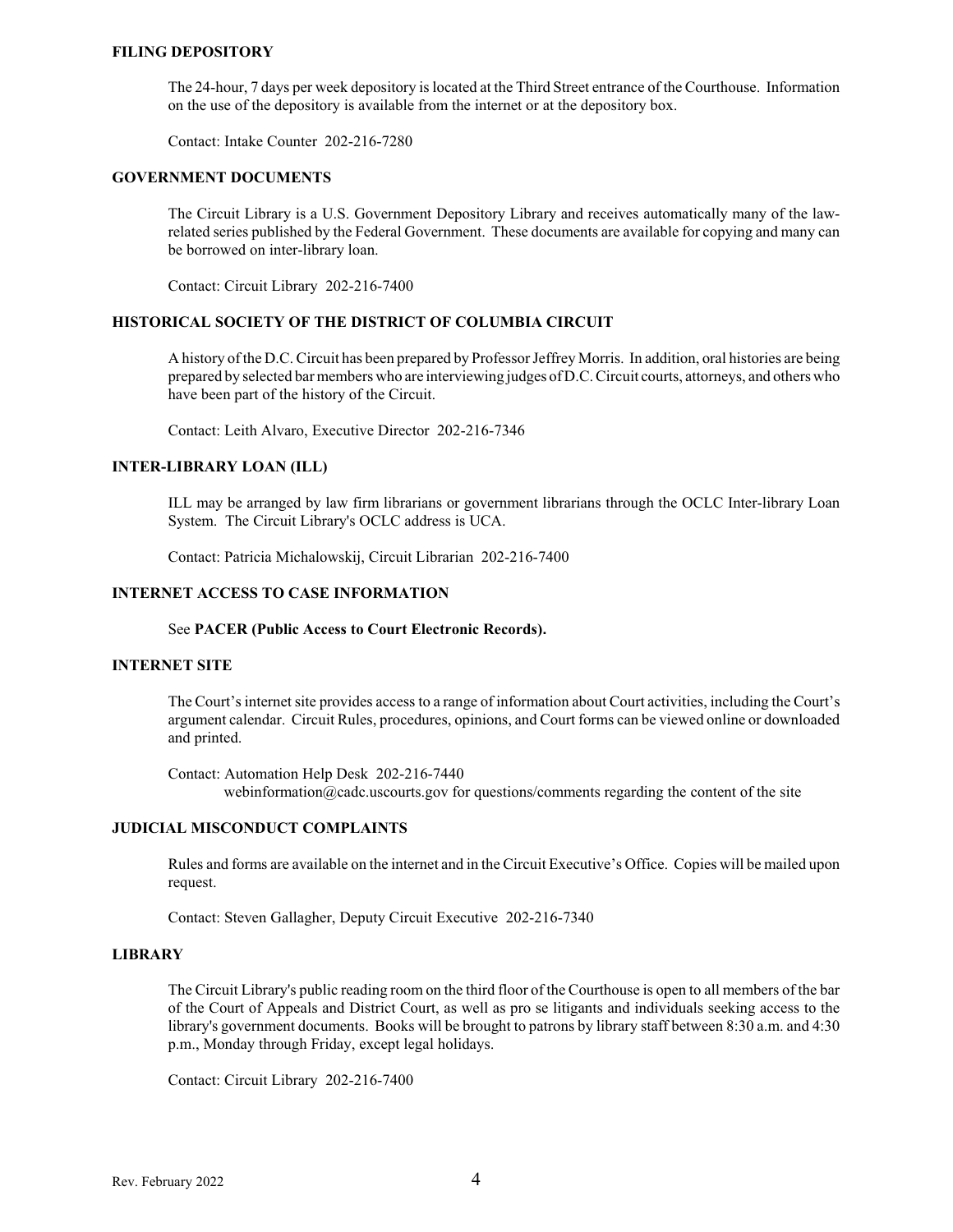**FILING DEPOSITORY**

The 24-hour, 7 days per week depository is located at the Third Street entrance of the Courthouse. Information on the use of the depository is available from the internet or at the depository box.

Contact: Intake Counter 202-216-7280

**GOVERNMENT DOCUMENTS**

The Circuit Library is a U.S. Government Depository Library and receives automatically many of the law-related series published by the Federal Government. These documents are available for copying and many can be borrowed on inter-library loan.

Contact: Circuit Library 202-216-7400

**HISTORICAL SOCIETY OF THE DISTRICT OF COLUMBIA CIRCUIT**

A history of the D.C. Circuit has been prepared by Professor Jeffrey Morris. In addition, oral histories are being prepared by selected bar members who are interviewing judges of D.C. Circuit courts, attorneys, and others who have been part of the history of the Circuit.

Contact: Leith Alvaro, Executive Director 202-216-7346

**INTER-LIBRARY LOAN (ILL)**

ILL may be arranged by law firm librarians or government librarians through the OCLC Inter-library Loan System. The Circuit Library's OCLC address is UCA.

Contact: Patricia Michalowskij, Circuit Librarian 202-216-7400

**INTERNET ACCESS TO CASE INFORMATION**

See **PACER (Public Access to Court Electronic Records).**

**INTERNET SITE**

The Court's internet site provides access to a range of information about Court activities, including the Court's argument calendar. Circuit Rules, procedures, opinions, and Court forms can be viewed online or downloaded and printed.

Contact: Automation Help Desk 202-216-7440
webinformation@cadc.uscourts.gov for questions/comments regarding the content of the site

**JUDICIAL MISCONDUCT COMPLAINTS**

Rules and forms are available on the internet and in the Circuit Executive's Office. Copies will be mailed upon request.

Contact: Steven Gallagher, Deputy Circuit Executive 202-216-7340

**LIBRARY**

The Circuit Library's public reading room on the third floor of the Courthouse is open to all members of the bar of the Court of Appeals and District Court, as well as pro se litigants and individuals seeking access to the library's government documents. Books will be brought to patrons by library staff between 8:30 a.m. and 4:30 p.m., Monday through Friday, except legal holidays.

Contact: Circuit Library 202-216-7400

Rev. February 2022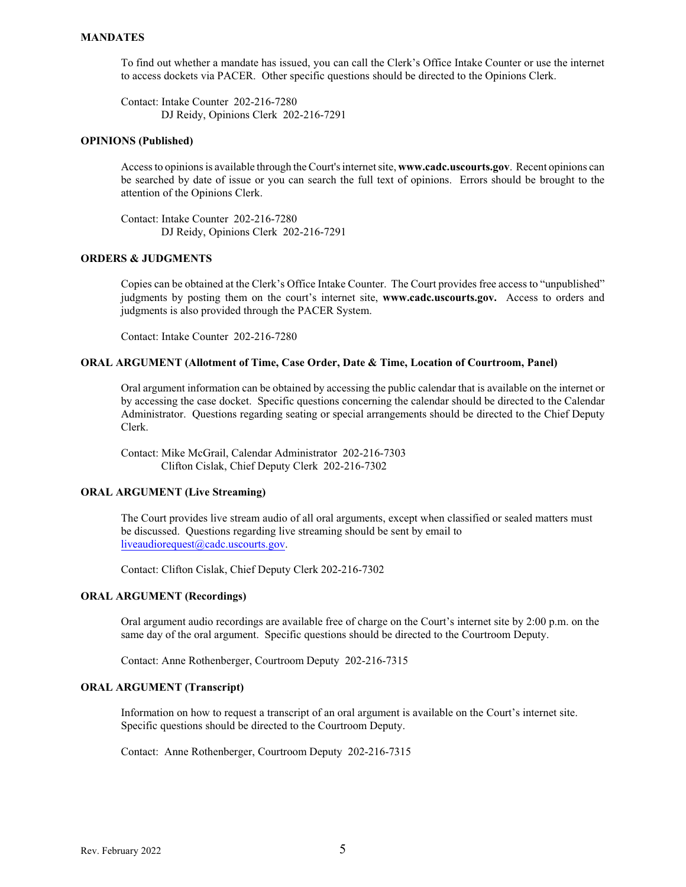**MANDATES**

To find out whether a mandate has issued, you can call the Clerk's Office Intake Counter or use the internet to access dockets via PACER. Other specific questions should be directed to the Opinions Clerk.

Contact: Intake Counter 202-216-7280
DJ Reidy, Opinions Clerk 202-216-7291

**OPINIONS (Published)**

Access to opinions is available through the Court's internet site, **www.cadc.uscourts.gov**. Recent opinions can be searched by date of issue or you can search the full text of opinions. Errors should be brought to the attention of the Opinions Clerk.

Contact: Intake Counter 202-216-7280
DJ Reidy, Opinions Clerk 202-216-7291

**ORDERS & JUDGMENTS**

Copies can be obtained at the Clerk's Office Intake Counter. The Court provides free access to "unpublished" judgments by posting them on the court's internet site, **www.cadc.uscourts.gov.** Access to orders and judgments is also provided through the PACER System.

Contact: Intake Counter 202-216-7280

**ORAL ARGUMENT (Allotment of Time, Case Order, Date & Time, Location of Courtroom, Panel)**

Oral argument information can be obtained by accessing the public calendar that is available on the internet or by accessing the case docket. Specific questions concerning the calendar should be directed to the Calendar Administrator. Questions regarding seating or special arrangements should be directed to the Chief Deputy Clerk.

Contact: Mike McGrail, Calendar Administrator 202-216-7303
Clifton Cislak, Chief Deputy Clerk 202-216-7302

**ORAL ARGUMENT (Live Streaming)**

The Court provides live stream audio of all oral arguments, except when classified or sealed matters must be discussed. Questions regarding live streaming should be sent by email to liveaudiorequest@cadc.uscourts.gov.

Contact: Clifton Cislak, Chief Deputy Clerk 202-216-7302

**ORAL ARGUMENT (Recordings)**

Oral argument audio recordings are available free of charge on the Court's internet site by 2:00 p.m. on the same day of the oral argument. Specific questions should be directed to the Courtroom Deputy.

Contact: Anne Rothenberger, Courtroom Deputy 202-216-7315

**ORAL ARGUMENT (Transcript)**

Information on how to request a transcript of an oral argument is available on the Court's internet site. Specific questions should be directed to the Courtroom Deputy.

Contact: Anne Rothenberger, Courtroom Deputy 202-216-7315

Rev. February 2022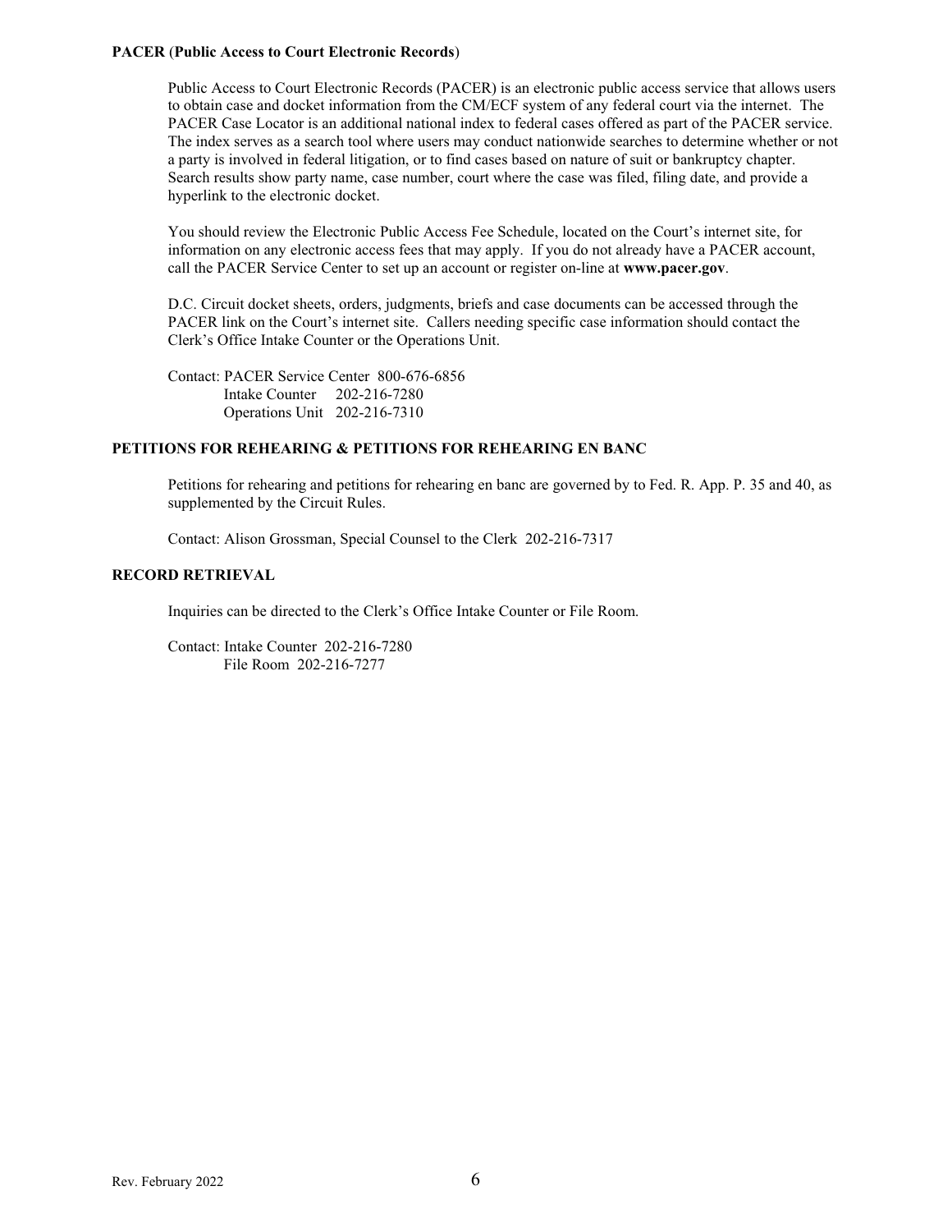**PACER (Public Access to Court Electronic Records)**

Public Access to Court Electronic Records (PACER) is an electronic public access service that allows users to obtain case and docket information from the CM/ECF system of any federal court via the internet. The PACER Case Locator is an additional national index to federal cases offered as part of the PACER service. The index serves as a search tool where users may conduct nationwide searches to determine whether or not a party is involved in federal litigation, or to find cases based on nature of suit or bankruptcy chapter. Search results show party name, case number, court where the case was filed, filing date, and provide a hyperlink to the electronic docket.

You should review the Electronic Public Access Fee Schedule, located on the Court's internet site, for information on any electronic access fees that may apply. If you do not already have a PACER account, call the PACER Service Center to set up an account or register on-line at **www.pacer.gov**.

D.C. Circuit docket sheets, orders, judgments, briefs and case documents can be accessed through the PACER link on the Court's internet site. Callers needing specific case information should contact the Clerk's Office Intake Counter or the Operations Unit.

Contact: PACER Service Center 800-676-6856
Intake Counter 202-216-7280
Operations Unit 202-216-7310

**PETITIONS FOR REHEARING & PETITIONS FOR REHEARING EN BANC**

Petitions for rehearing and petitions for rehearing en banc are governed by to Fed. R. App. P. 35 and 40, as supplemented by the Circuit Rules.

Contact: Alison Grossman, Special Counsel to the Clerk 202-216-7317

**RECORD RETRIEVAL**

Inquiries can be directed to the Clerk's Office Intake Counter or File Room.

Contact: Intake Counter 202-216-7280
File Room 202-216-7277

Rev. February 2022